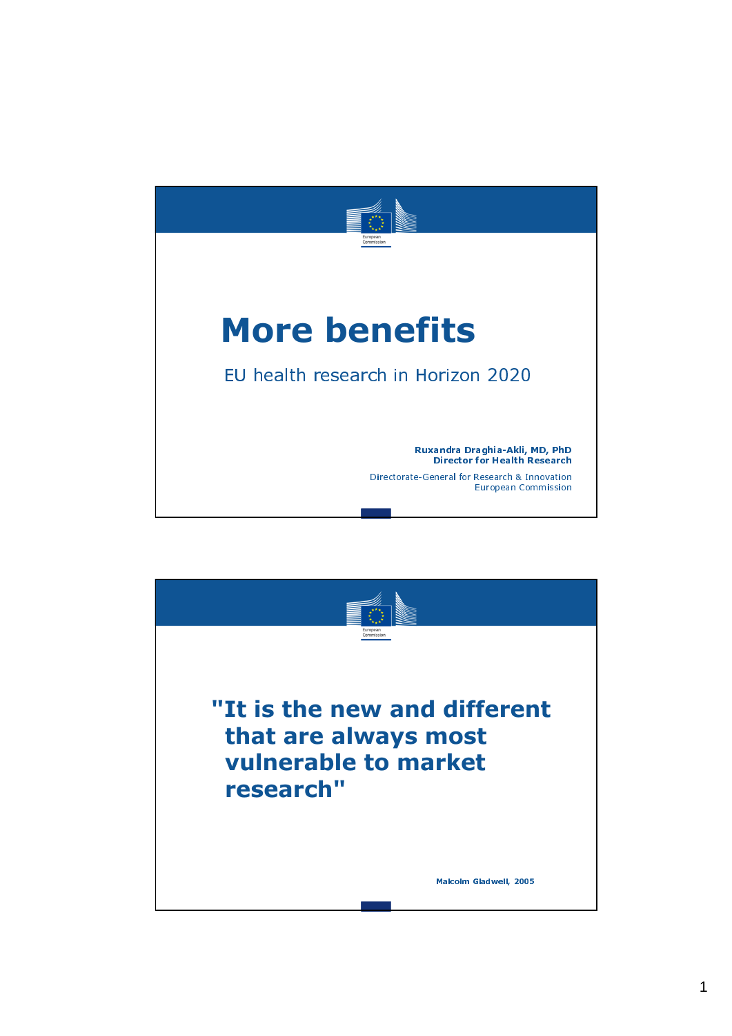# More benefits

EU health research in Horizon 2020

**Ruxandra Draghia-Akli, MD, PhD**
**Director for Health Research**

Directorate-General for Research & Innovation
European Commission

---

**"It is the new and different that are always most vulnerable to market research"**

**Malcolm Gladwell, 2005**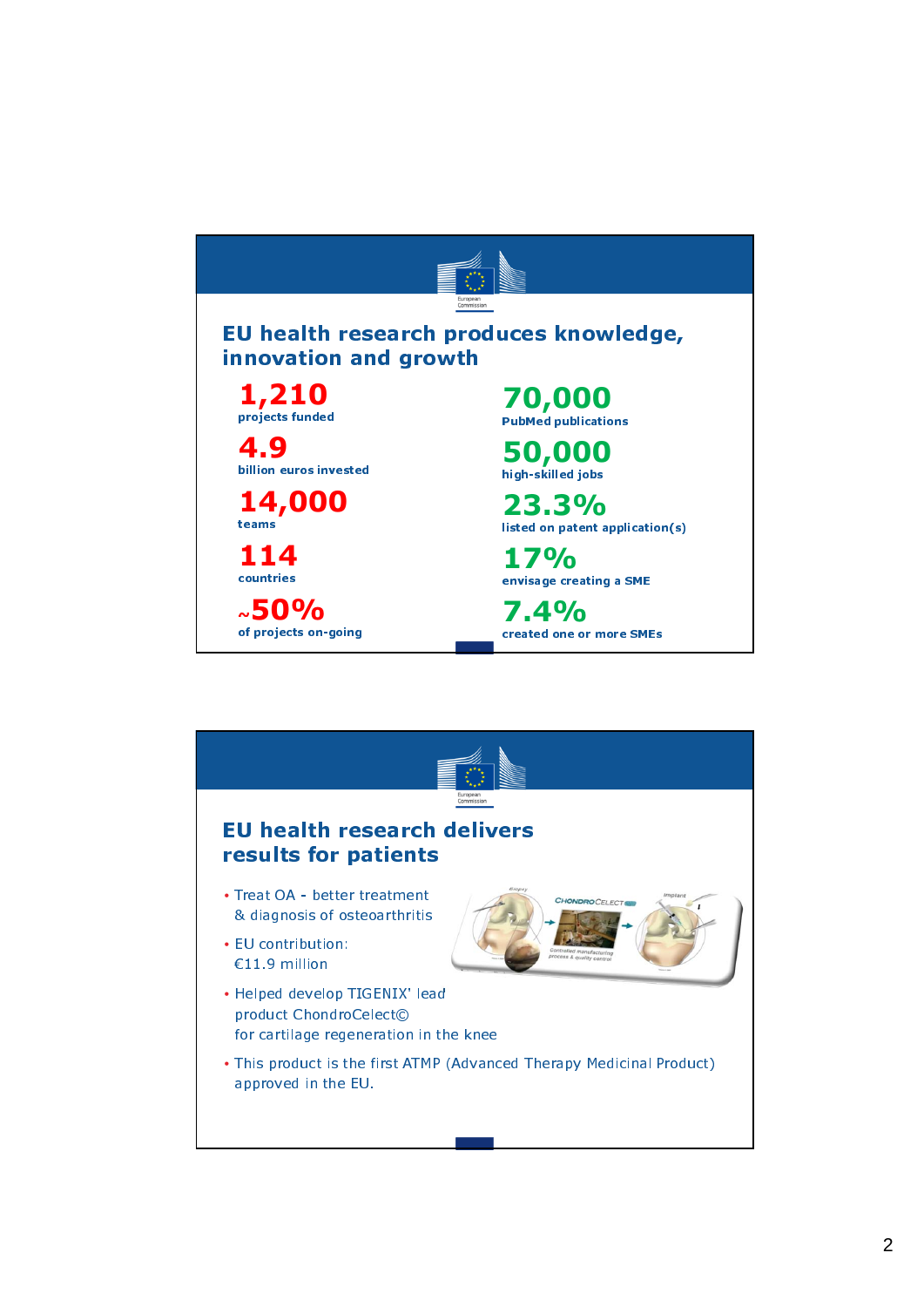## EU health research produces knowledge, innovation and growth

**1,210**
projects funded

**4.9**
billion euros invested

**14,000**
teams

**114**
countries

**~50%**
of projects on-going

**70,000**
PubMed publications

**50,000**
high-skilled jobs

**23.3%**
listed on patent application(s)

**17%**
envisage creating a SME

**7.4%**
created one or more SMEs

## EU health research delivers results for patients

- Treat OA - better treatment & diagnosis of osteoarthritis
- EU contribution: €11.9 million
- Helped develop TIGENIX' lead product ChondroCelect© for cartilage regeneration in the knee
- This product is the first ATMP (Advanced Therapy Medicinal Product) approved in the EU.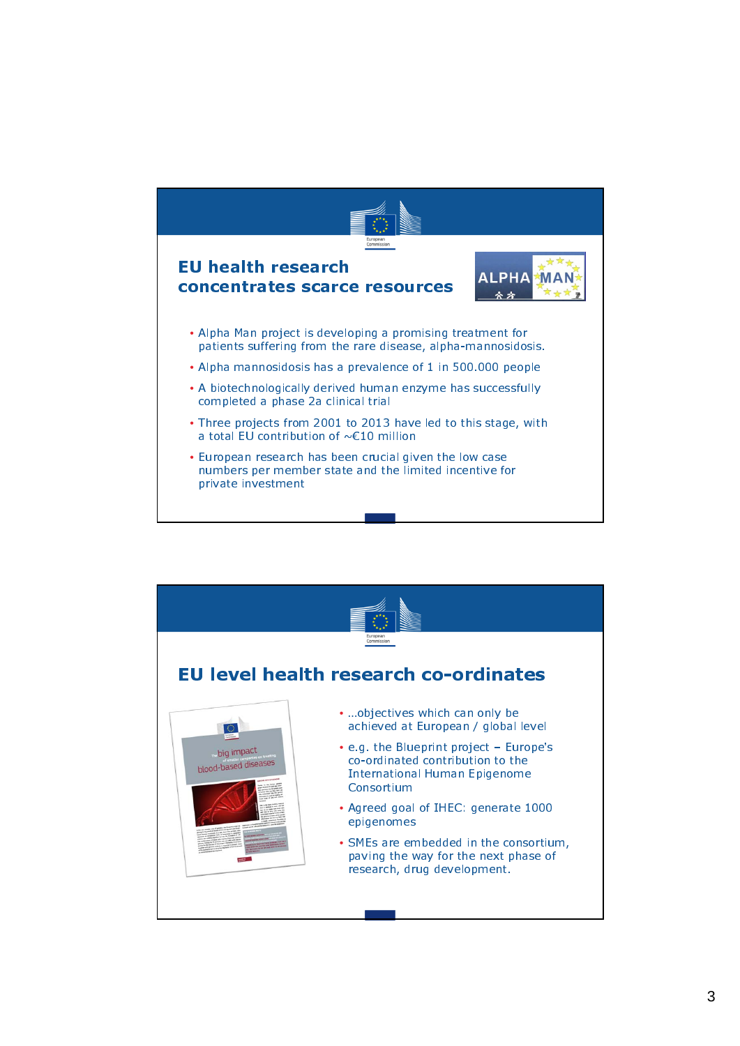## EU health research concentrates scarce resources

- Alpha Man project is developing a promising treatment for patients suffering from the rare disease, alpha-mannosidosis.
- Alpha mannosidosis has a prevalence of 1 in 500.000 people
- A biotechnologically derived human enzyme has successfully completed a phase 2a clinical trial
- Three projects from 2001 to 2013 have led to this stage, with a total EU contribution of ~€10 million
- European research has been crucial given the low case numbers per member state and the limited incentive for private investment

## EU level health research co-ordinates

- ...objectives which can only be achieved at European / global level
- e.g. the Blueprint project – Europe's co-ordinated contribution to the International Human Epigenome Consortium
- Agreed goal of IHEC: generate 1000 epigenomes
- SMEs are embedded in the consortium, paving the way for the next phase of research, drug development.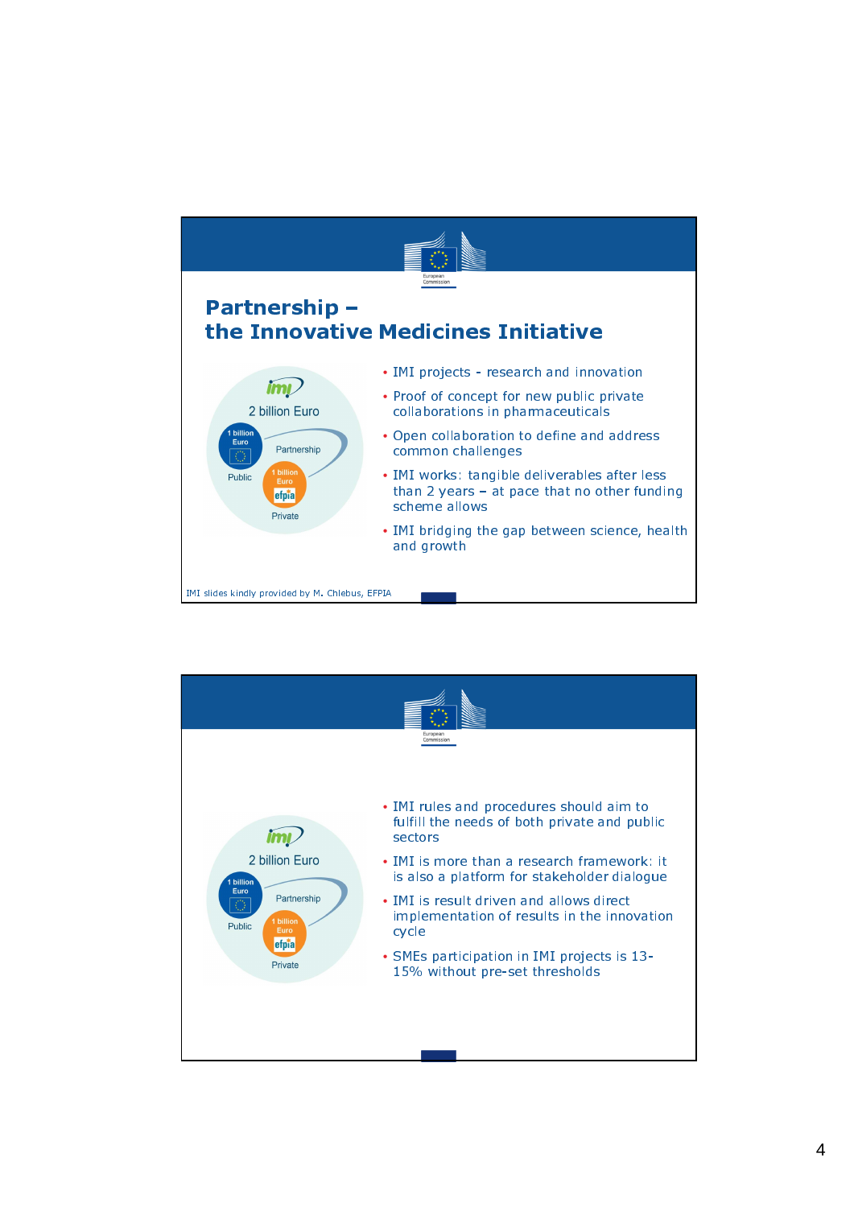## Partnership – the Innovative Medicines Initiative

2 billion Euro

1 billion Euro — Public

Partnership

1 billion Euro — Private

- IMI projects - research and innovation
- Proof of concept for new public private collaborations in pharmaceuticals
- Open collaboration to define and address common challenges
- IMI works: tangible deliverables after less than 2 years – at pace that no other funding scheme allows
- IMI bridging the gap between science, health and growth

IMI slides kindly provided by M. Chlebus, EFPIA

---

2 billion Euro

1 billion Euro — Public

Partnership

1 billion Euro — Private

- IMI rules and procedures should aim to fulfill the needs of both private and public sectors
- IMI is more than a research framework: it is also a platform for stakeholder dialogue
- IMI is result driven and allows direct implementation of results in the innovation cycle
- SMEs participation in IMI projects is 13-15% without pre-set thresholds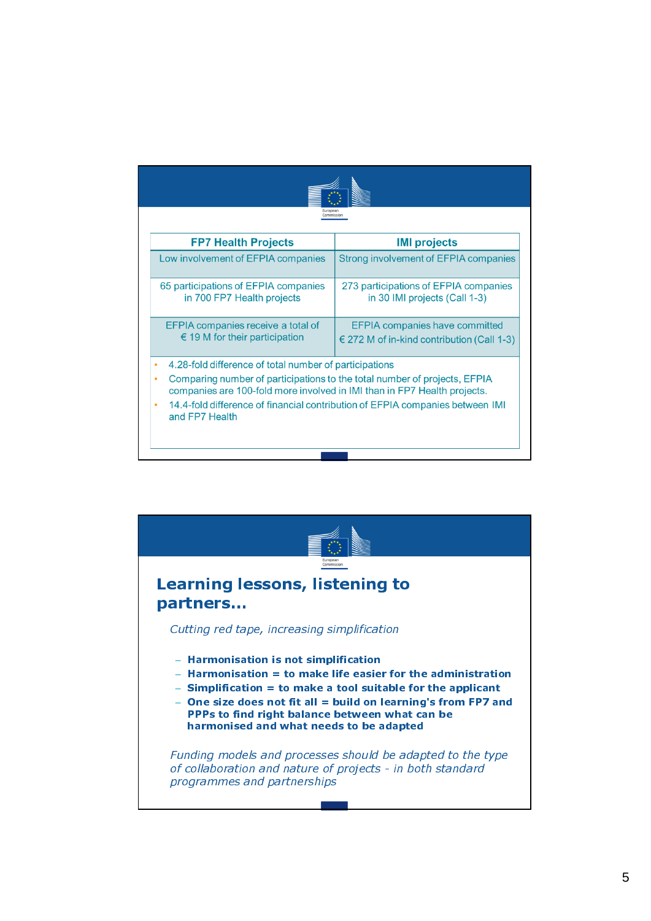| FP7 Health Projects | IMI projects |
|---|---|
| Low involvement of EFPIA companies | Strong involvement of EFPIA companies |
| 65 participations of EFPIA companies in 700 FP7 Health projects | 273 participations of EFPIA companies in 30 IMI projects (Call 1-3) |
| EFPIA companies receive a total of € 19 M for their participation | EFPIA companies have committed € 272 M of in-kind contribution (Call 1-3) |

- 4.28-fold difference of total number of participations
- Comparing number of participations to the total number of projects, EFPIA companies are 100-fold more involved in IMI than in FP7 Health projects.
- 14.4-fold difference of financial contribution of EFPIA companies between IMI and FP7 Health

## Learning lessons, listening to partners…

*Cutting red tape, increasing simplification*

- **Harmonisation is not simplification**
- **Harmonisation = to make life easier for the administration**
- **Simplification = to make a tool suitable for the applicant**
- **One size does not fit all = build on learning's from FP7 and PPPs to find right balance between what can be harmonised and what needs to be adapted**

*Funding models and processes should be adapted to the type of collaboration and nature of projects - in both standard programmes and partnerships*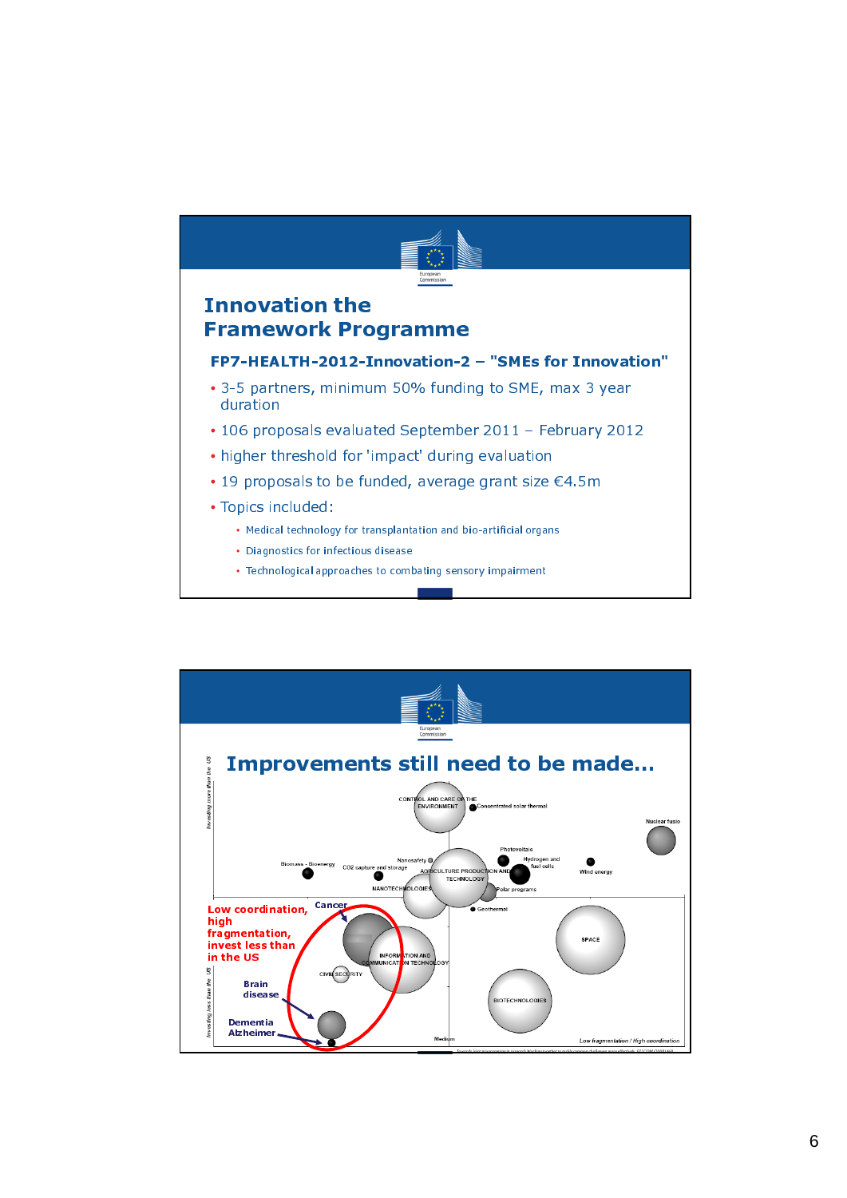# Innovation the Framework Programme

### FP7-HEALTH-2012-Innovation-2 – "SMEs for Innovation"

- 3-5 partners, minimum 50% funding to SME, max 3 year duration
- 106 proposals evaluated September 2011 – February 2012
- higher threshold for 'impact' during evaluation
- 19 proposals to be funded, average grant size €4.5m
- Topics included:
  - Medical technology for transplantation and bio-artificial organs
  - Diagnostics for infectious disease
  - Technological approaches to combating sensory impairment

# Improvements still need to be made…

Investing more than the US

CONTROL AND CARE OF THE ENVIRONMENT

Concentrated solar thermal

Nuclear fusio

Photovoltaic

Hydrogen and fuel cells

Wind energy

Nanosafety

Biomass - Bioenergy

CO2 capture and storage

AGRICULTURE PRODUCTION AND TECHNOLOGY

NANOTECHNOLOGIES

Polar programs

Geothermal

**Low coordination, high fragmentation, invest less than in the US**

**Cancer**

INFORMATION AND COMMUNICATION TECHNOLOGY

CIVIL SECURITY

SPACE

**Brain disease**

BIOTECHNOLOGIES

**Dementia Alzheimer**

Investing less than the US

Medium

Low fragmentation / High coordination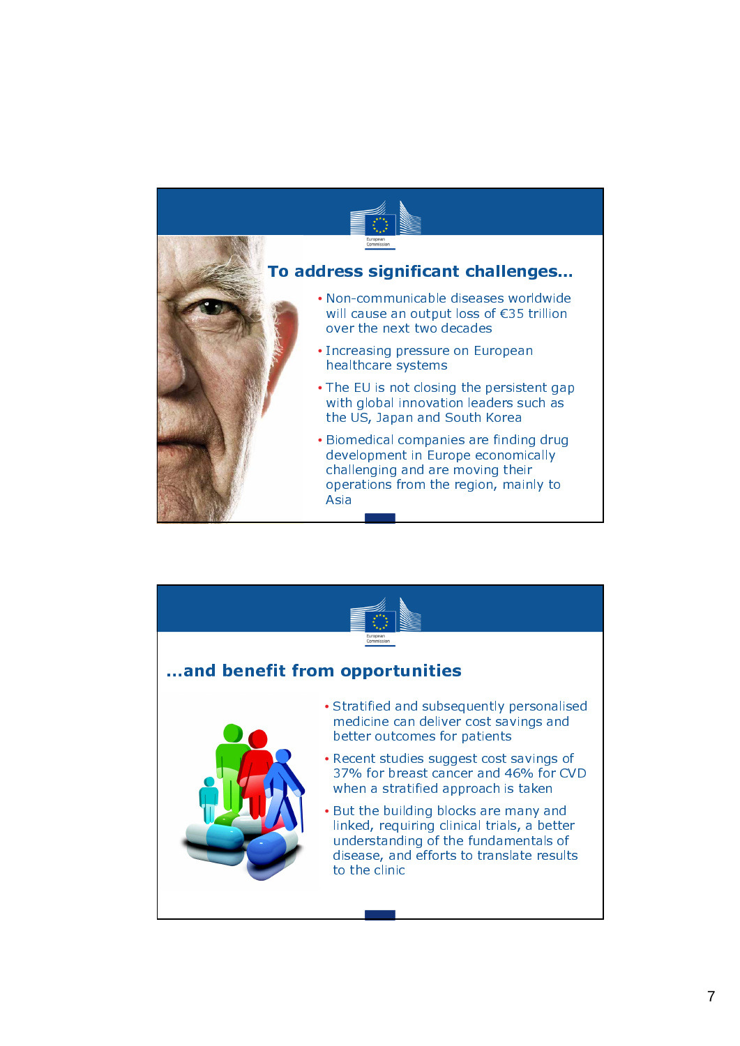## To address significant challenges...

- Non-communicable diseases worldwide will cause an output loss of €35 trillion over the next two decades
- Increasing pressure on European healthcare systems
- The EU is not closing the persistent gap with global innovation leaders such as the US, Japan and South Korea
- Biomedical companies are finding drug development in Europe economically challenging and are moving their operations from the region, mainly to Asia

## ...and benefit from opportunities

- Stratified and subsequently personalised medicine can deliver cost savings and better outcomes for patients
- Recent studies suggest cost savings of 37% for breast cancer and 46% for CVD when a stratified approach is taken
- But the building blocks are many and linked, requiring clinical trials, a better understanding of the fundamentals of disease, and efforts to translate results to the clinic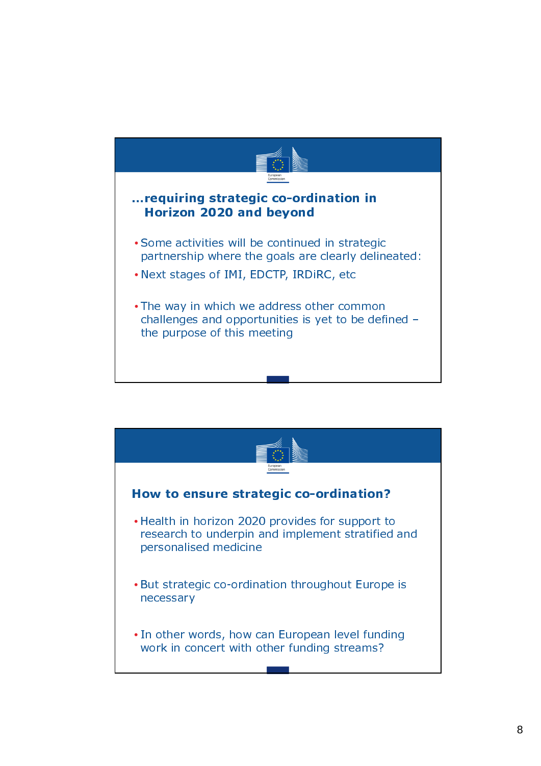## …requiring strategic co-ordination in Horizon 2020 and beyond

- Some activities will be continued in strategic partnership where the goals are clearly delineated:
- Next stages of IMI, EDCTP, IRDiRC, etc
- The way in which we address other common challenges and opportunities is yet to be defined – the purpose of this meeting

## How to ensure strategic co-ordination?

- Health in horizon 2020 provides for support to research to underpin and implement stratified and personalised medicine
- But strategic co-ordination throughout Europe is necessary
- In other words, how can European level funding work in concert with other funding streams?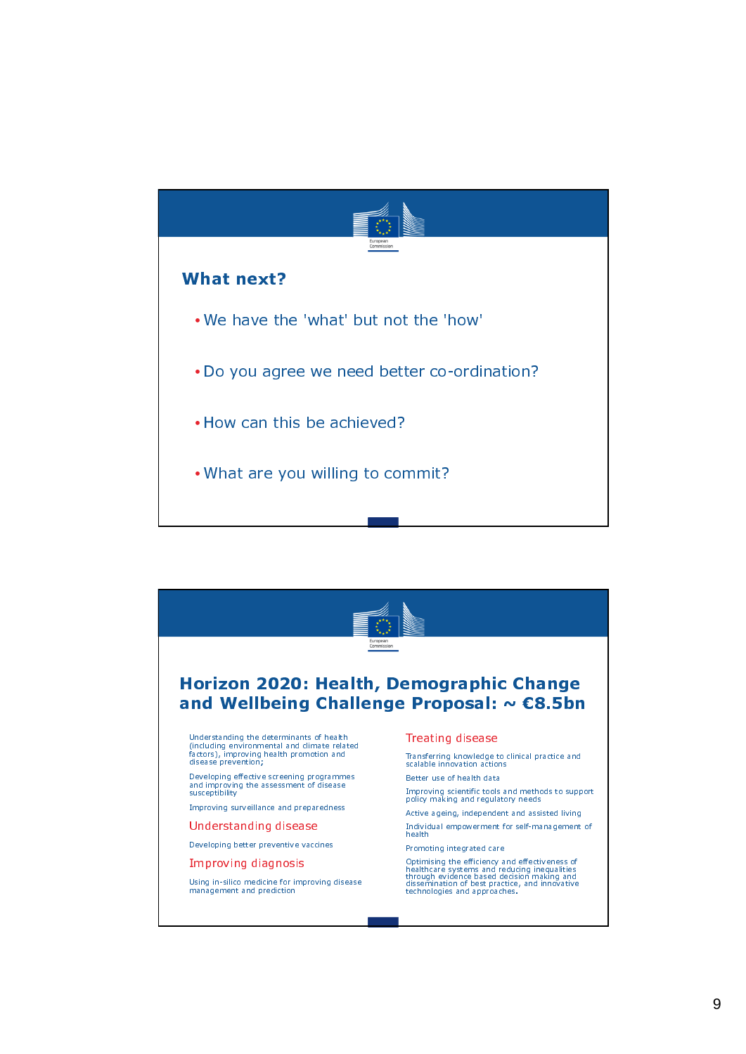## What next?

- We have the 'what' but not the 'how'
- Do you agree we need better co-ordination?
- How can this be achieved?
- What are you willing to commit?

## Horizon 2020: Health, Demographic Change and Wellbeing Challenge Proposal: ~ €8.5bn

Understanding the determinants of health (including environmental and climate related factors), improving health promotion and disease prevention;

Developing effective screening programmes and improving the assessment of disease susceptibility

Improving surveillance and preparedness

### Understanding disease

Developing better preventive vaccines

### Improving diagnosis

Using in-silico medicine for improving disease management and prediction

### Treating disease

Transferring knowledge to clinical practice and scalable innovation actions

Better use of health data

Improving scientific tools and methods to support policy making and regulatory needs

Active ageing, independent and assisted living

Individual empowerment for self-management of health

Promoting integrated care

Optimising the efficiency and effectiveness of healthcare systems and reducing inequalities through evidence based decision making and dissemination of best practice, and innovative technologies and approaches.